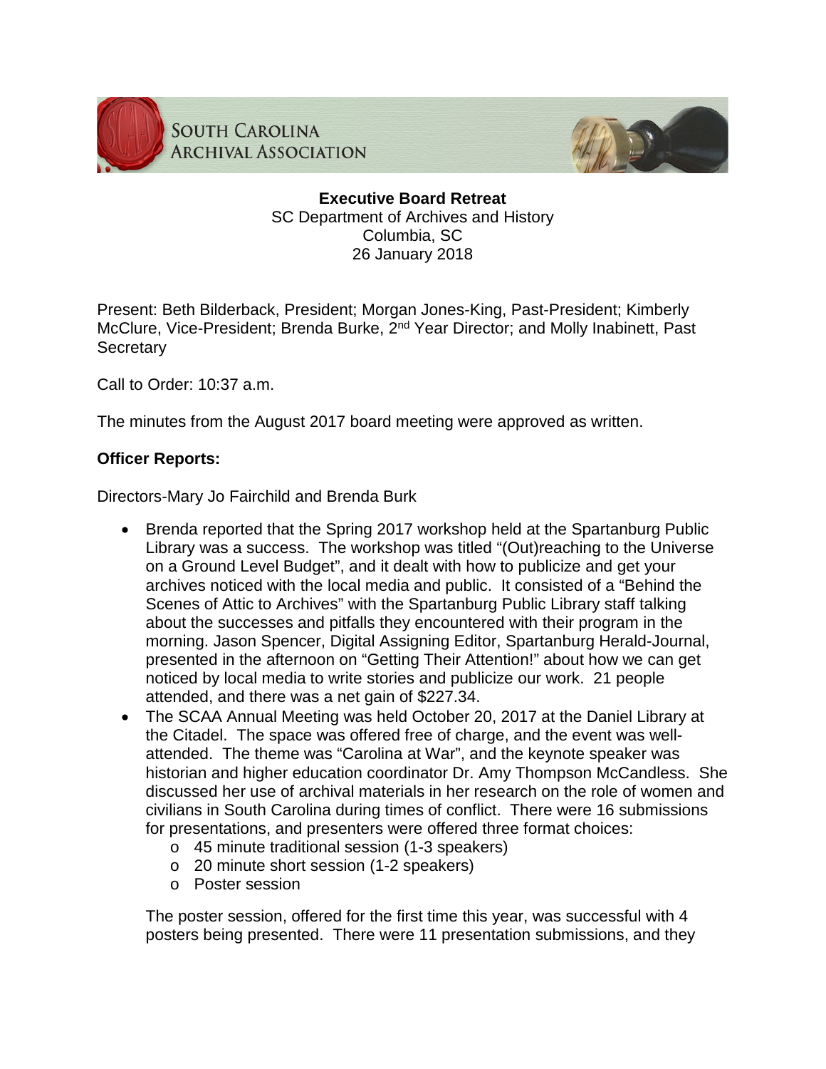SOUTH CAROLINA
ARCHIVAL ASSOCIATION

**Executive Board Retreat**
SC Department of Archives and History
Columbia, SC
26 January 2018

Present: Beth Bilderback, President; Morgan Jones-King, Past-President; Kimberly McClure, Vice-President; Brenda Burke, 2nd Year Director; and Molly Inabinett, Past Secretary

Call to Order: 10:37 a.m.

The minutes from the August 2017 board meeting were approved as written.

**Officer Reports:**

Directors-Mary Jo Fairchild and Brenda Burk

- Brenda reported that the Spring 2017 workshop held at the Spartanburg Public Library was a success. The workshop was titled "(Out)reaching to the Universe on a Ground Level Budget", and it dealt with how to publicize and get your archives noticed with the local media and public. It consisted of a "Behind the Scenes of Attic to Archives" with the Spartanburg Public Library staff talking about the successes and pitfalls they encountered with their program in the morning. Jason Spencer, Digital Assigning Editor, Spartanburg Herald-Journal, presented in the afternoon on "Getting Their Attention!" about how we can get noticed by local media to write stories and publicize our work. 21 people attended, and there was a net gain of $227.34.
- The SCAA Annual Meeting was held October 20, 2017 at the Daniel Library at the Citadel. The space was offered free of charge, and the event was well-attended. The theme was "Carolina at War", and the keynote speaker was historian and higher education coordinator Dr. Amy Thompson McCandless. She discussed her use of archival materials in her research on the role of women and civilians in South Carolina during times of conflict. There were 16 submissions for presentations, and presenters were offered three format choices:
    - 45 minute traditional session (1-3 speakers)
    - 20 minute short session (1-2 speakers)
    - Poster session

  The poster session, offered for the first time this year, was successful with 4 posters being presented. There were 11 presentation submissions, and they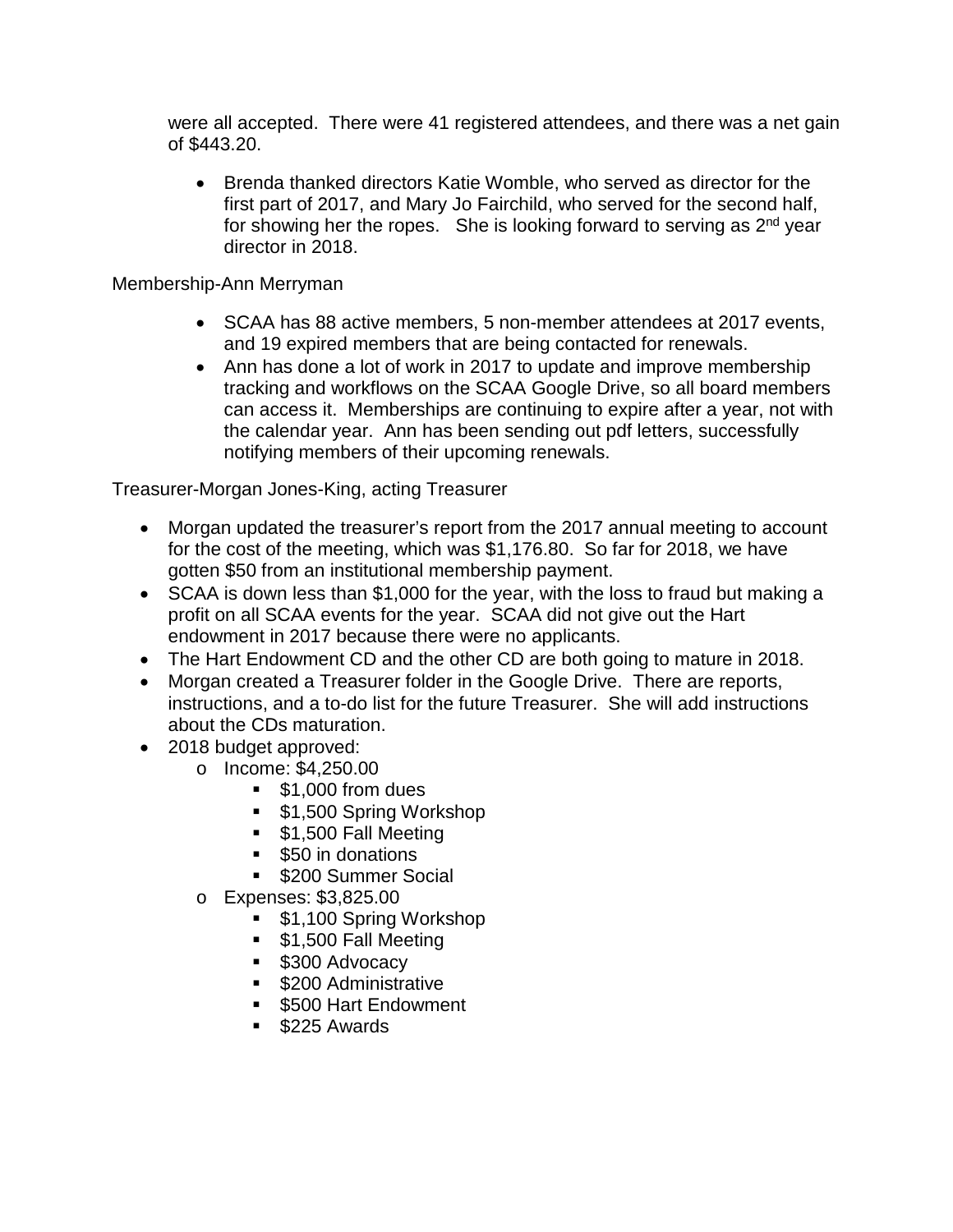were all accepted. There were 41 registered attendees, and there was a net gain of $443.20.

- Brenda thanked directors Katie Womble, who served as director for the first part of 2017, and Mary Jo Fairchild, who served for the second half, for showing her the ropes. She is looking forward to serving as 2nd year director in 2018.

Membership-Ann Merryman

- SCAA has 88 active members, 5 non-member attendees at 2017 events, and 19 expired members that are being contacted for renewals.
- Ann has done a lot of work in 2017 to update and improve membership tracking and workflows on the SCAA Google Drive, so all board members can access it. Memberships are continuing to expire after a year, not with the calendar year. Ann has been sending out pdf letters, successfully notifying members of their upcoming renewals.

Treasurer-Morgan Jones-King, acting Treasurer

- Morgan updated the treasurer's report from the 2017 annual meeting to account for the cost of the meeting, which was $1,176.80. So far for 2018, we have gotten $50 from an institutional membership payment.
- SCAA is down less than $1,000 for the year, with the loss to fraud but making a profit on all SCAA events for the year. SCAA did not give out the Hart endowment in 2017 because there were no applicants.
- The Hart Endowment CD and the other CD are both going to mature in 2018.
- Morgan created a Treasurer folder in the Google Drive. There are reports, instructions, and a to-do list for the future Treasurer. She will add instructions about the CDs maturation.
- 2018 budget approved:
    - Income: $4,250.00
        - $1,000 from dues
        - $1,500 Spring Workshop
        - $1,500 Fall Meeting
        - $50 in donations
        - $200 Summer Social
    - Expenses: $3,825.00
        - $1,100 Spring Workshop
        - $1,500 Fall Meeting
        - $300 Advocacy
        - $200 Administrative
        - $500 Hart Endowment
        - $225 Awards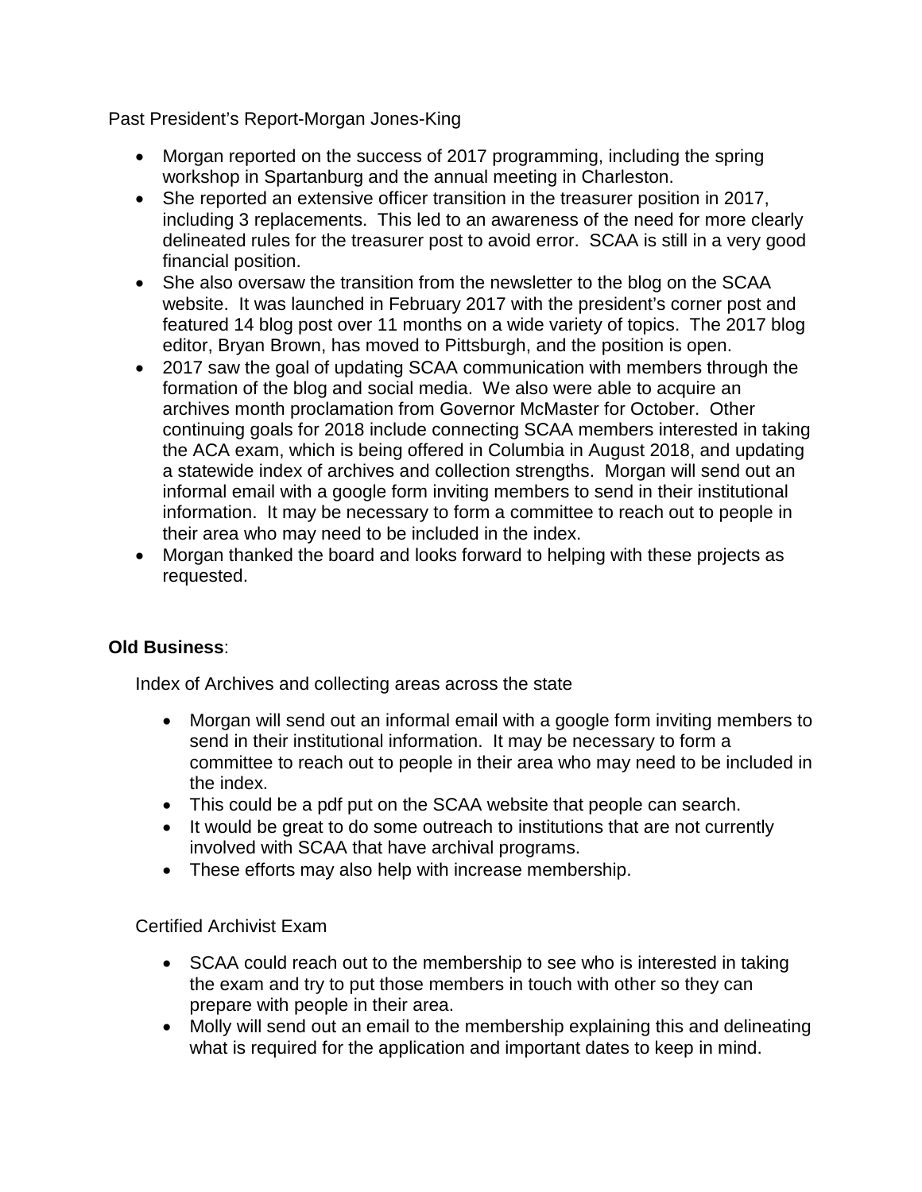Past President's Report-Morgan Jones-King

- Morgan reported on the success of 2017 programming, including the spring workshop in Spartanburg and the annual meeting in Charleston.
- She reported an extensive officer transition in the treasurer position in 2017, including 3 replacements. This led to an awareness of the need for more clearly delineated rules for the treasurer post to avoid error. SCAA is still in a very good financial position.
- She also oversaw the transition from the newsletter to the blog on the SCAA website. It was launched in February 2017 with the president's corner post and featured 14 blog post over 11 months on a wide variety of topics. The 2017 blog editor, Bryan Brown, has moved to Pittsburgh, and the position is open.
- 2017 saw the goal of updating SCAA communication with members through the formation of the blog and social media. We also were able to acquire an archives month proclamation from Governor McMaster for October. Other continuing goals for 2018 include connecting SCAA members interested in taking the ACA exam, which is being offered in Columbia in August 2018, and updating a statewide index of archives and collection strengths. Morgan will send out an informal email with a google form inviting members to send in their institutional information. It may be necessary to form a committee to reach out to people in their area who may need to be included in the index.
- Morgan thanked the board and looks forward to helping with these projects as requested.

**Old Business**:

Index of Archives and collecting areas across the state

- Morgan will send out an informal email with a google form inviting members to send in their institutional information. It may be necessary to form a committee to reach out to people in their area who may need to be included in the index.
- This could be a pdf put on the SCAA website that people can search.
- It would be great to do some outreach to institutions that are not currently involved with SCAA that have archival programs.
- These efforts may also help with increase membership.

Certified Archivist Exam

- SCAA could reach out to the membership to see who is interested in taking the exam and try to put those members in touch with other so they can prepare with people in their area.
- Molly will send out an email to the membership explaining this and delineating what is required for the application and important dates to keep in mind.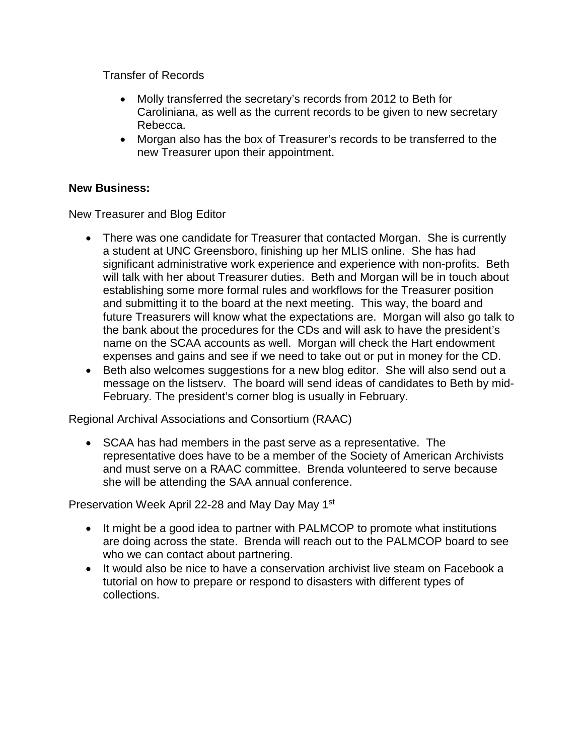Transfer of Records

- Molly transferred the secretary's records from 2012 to Beth for Caroliniana, as well as the current records to be given to new secretary Rebecca.
- Morgan also has the box of Treasurer's records to be transferred to the new Treasurer upon their appointment.

**New Business:**

New Treasurer and Blog Editor

- There was one candidate for Treasurer that contacted Morgan. She is currently a student at UNC Greensboro, finishing up her MLIS online. She has had significant administrative work experience and experience with non-profits. Beth will talk with her about Treasurer duties. Beth and Morgan will be in touch about establishing some more formal rules and workflows for the Treasurer position and submitting it to the board at the next meeting. This way, the board and future Treasurers will know what the expectations are. Morgan will also go talk to the bank about the procedures for the CDs and will ask to have the president's name on the SCAA accounts as well. Morgan will check the Hart endowment expenses and gains and see if we need to take out or put in money for the CD.
- Beth also welcomes suggestions for a new blog editor. She will also send out a message on the listserv. The board will send ideas of candidates to Beth by mid-February. The president's corner blog is usually in February.

Regional Archival Associations and Consortium (RAAC)

- SCAA has had members in the past serve as a representative. The representative does have to be a member of the Society of American Archivists and must serve on a RAAC committee. Brenda volunteered to serve because she will be attending the SAA annual conference.

Preservation Week April 22-28 and May Day May 1st

- It might be a good idea to partner with PALMCOP to promote what institutions are doing across the state. Brenda will reach out to the PALMCOP board to see who we can contact about partnering.
- It would also be nice to have a conservation archivist live steam on Facebook a tutorial on how to prepare or respond to disasters with different types of collections.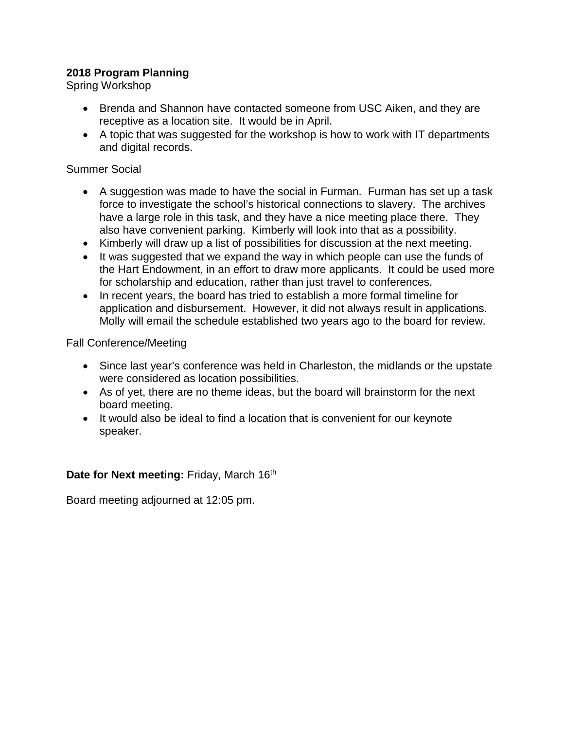**2018 Program Planning**

Spring Workshop

- Brenda and Shannon have contacted someone from USC Aiken, and they are receptive as a location site. It would be in April.
- A topic that was suggested for the workshop is how to work with IT departments and digital records.

Summer Social

- A suggestion was made to have the social in Furman. Furman has set up a task force to investigate the school's historical connections to slavery. The archives have a large role in this task, and they have a nice meeting place there. They also have convenient parking. Kimberly will look into that as a possibility.
- Kimberly will draw up a list of possibilities for discussion at the next meeting.
- It was suggested that we expand the way in which people can use the funds of the Hart Endowment, in an effort to draw more applicants. It could be used more for scholarship and education, rather than just travel to conferences.
- In recent years, the board has tried to establish a more formal timeline for application and disbursement. However, it did not always result in applications. Molly will email the schedule established two years ago to the board for review.

Fall Conference/Meeting

- Since last year's conference was held in Charleston, the midlands or the upstate were considered as location possibilities.
- As of yet, there are no theme ideas, but the board will brainstorm for the next board meeting.
- It would also be ideal to find a location that is convenient for our keynote speaker.

**Date for Next meeting:** Friday, March 16th

Board meeting adjourned at 12:05 pm.